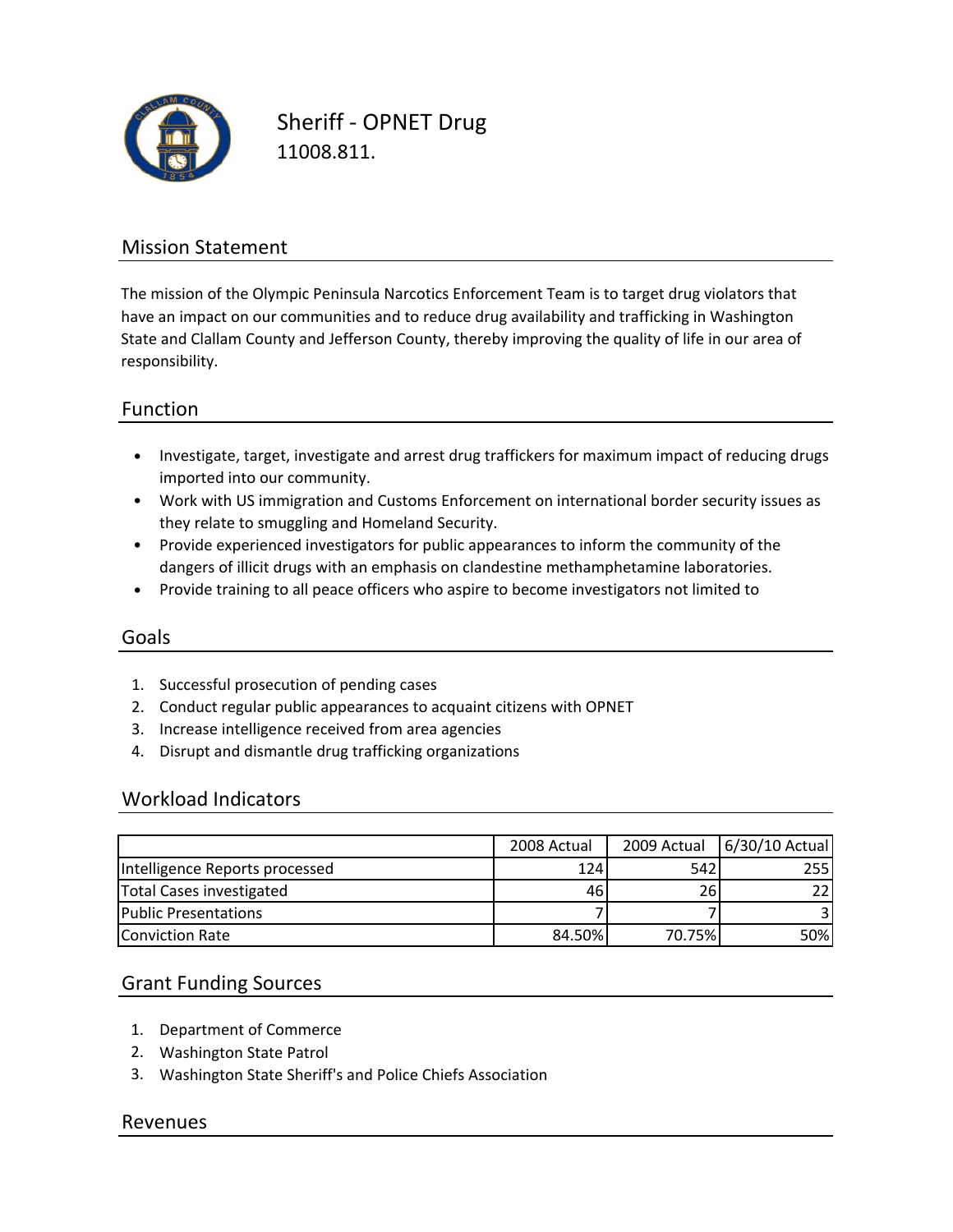# Sheriff - OPNET Drug

11008.811.

## Mission Statement

The mission of the Olympic Peninsula Narcotics Enforcement Team is to target drug violators that have an impact on our communities and to reduce drug availability and trafficking in Washington State and Clallam County and Jefferson County, thereby improving the quality of life in our area of responsibility.

## Function

- Investigate, target, investigate and arrest drug traffickers for maximum impact of reducing drugs imported into our community.
- Work with US immigration and Customs Enforcement on international border security issues as they relate to smuggling and Homeland Security.
- Provide experienced investigators for public appearances to inform the community of the dangers of illicit drugs with an emphasis on clandestine methamphetamine laboratories.
- Provide training to all peace officers who aspire to become investigators not limited to

## Goals

1. Successful prosecution of pending cases
2. Conduct regular public appearances to acquaint citizens with OPNET
3. Increase intelligence received from area agencies
4. Disrupt and dismantle drug trafficking organizations

## Workload Indicators

| | 2008 Actual | 2009 Actual | 6/30/10 Actual |
|---|---|---|---|
| Intelligence Reports processed | 124 | 542 | 255 |
| Total Cases investigated | 46 | 26 | 22 |
| Public Presentations | 7 | 7 | 3 |
| Conviction Rate | 84.50% | 70.75% | 50% |

## Grant Funding Sources

1. Department of Commerce
2. Washington State Patrol
3. Washington State Sheriff's and Police Chiefs Association

## Revenues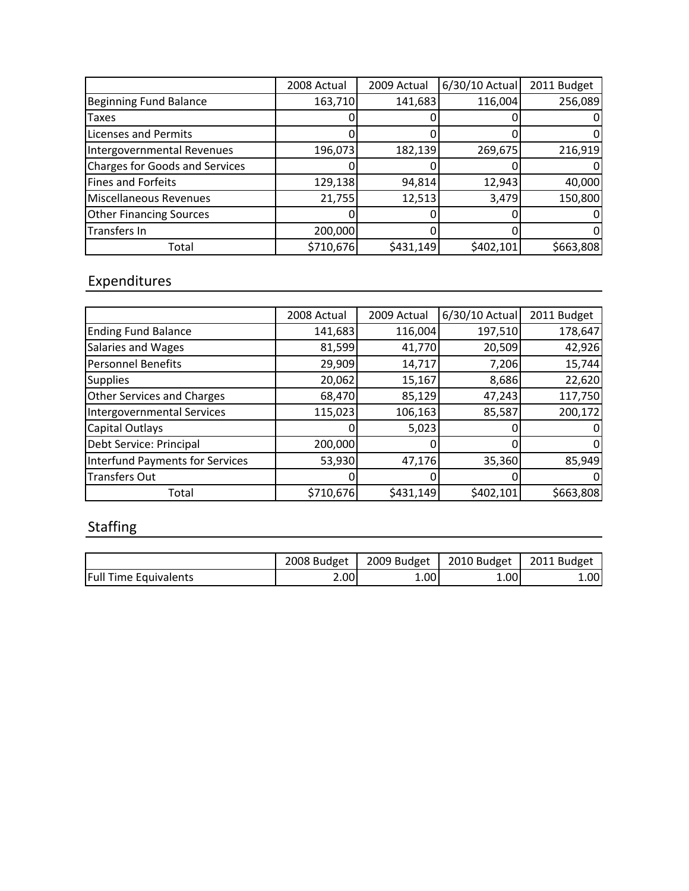| | 2008 Actual | 2009 Actual | 6/30/10 Actual | 2011 Budget |
|---|---|---|---|---|
| Beginning Fund Balance | 163,710 | 141,683 | 116,004 | 256,089 |
| Taxes | 0 | 0 | 0 | 0 |
| Licenses and Permits | 0 | 0 | 0 | 0 |
| Intergovernmental Revenues | 196,073 | 182,139 | 269,675 | 216,919 |
| Charges for Goods and Services | 0 | 0 | 0 | 0 |
| Fines and Forfeits | 129,138 | 94,814 | 12,943 | 40,000 |
| Miscellaneous Revenues | 21,755 | 12,513 | 3,479 | 150,800 |
| Other Financing Sources | 0 | 0 | 0 | 0 |
| Transfers In | 200,000 | 0 | 0 | 0 |
| Total | $710,676 | $431,149 | $402,101 | $663,808 |

## Expenditures

| | 2008 Actual | 2009 Actual | 6/30/10 Actual | 2011 Budget |
|---|---|---|---|---|
| Ending Fund Balance | 141,683 | 116,004 | 197,510 | 178,647 |
| Salaries and Wages | 81,599 | 41,770 | 20,509 | 42,926 |
| Personnel Benefits | 29,909 | 14,717 | 7,206 | 15,744 |
| Supplies | 20,062 | 15,167 | 8,686 | 22,620 |
| Other Services and Charges | 68,470 | 85,129 | 47,243 | 117,750 |
| Intergovernmental Services | 115,023 | 106,163 | 85,587 | 200,172 |
| Capital Outlays | 0 | 5,023 | 0 | 0 |
| Debt Service: Principal | 200,000 | 0 | 0 | 0 |
| Interfund Payments for Services | 53,930 | 47,176 | 35,360 | 85,949 |
| Transfers Out | 0 | 0 | 0 | 0 |
| Total | $710,676 | $431,149 | $402,101 | $663,808 |

## Staffing

| | 2008 Budget | 2009 Budget | 2010 Budget | 2011 Budget |
|---|---|---|---|---|
| Full Time Equivalents | 2.00 | 1.00 | 1.00 | 1.00 |